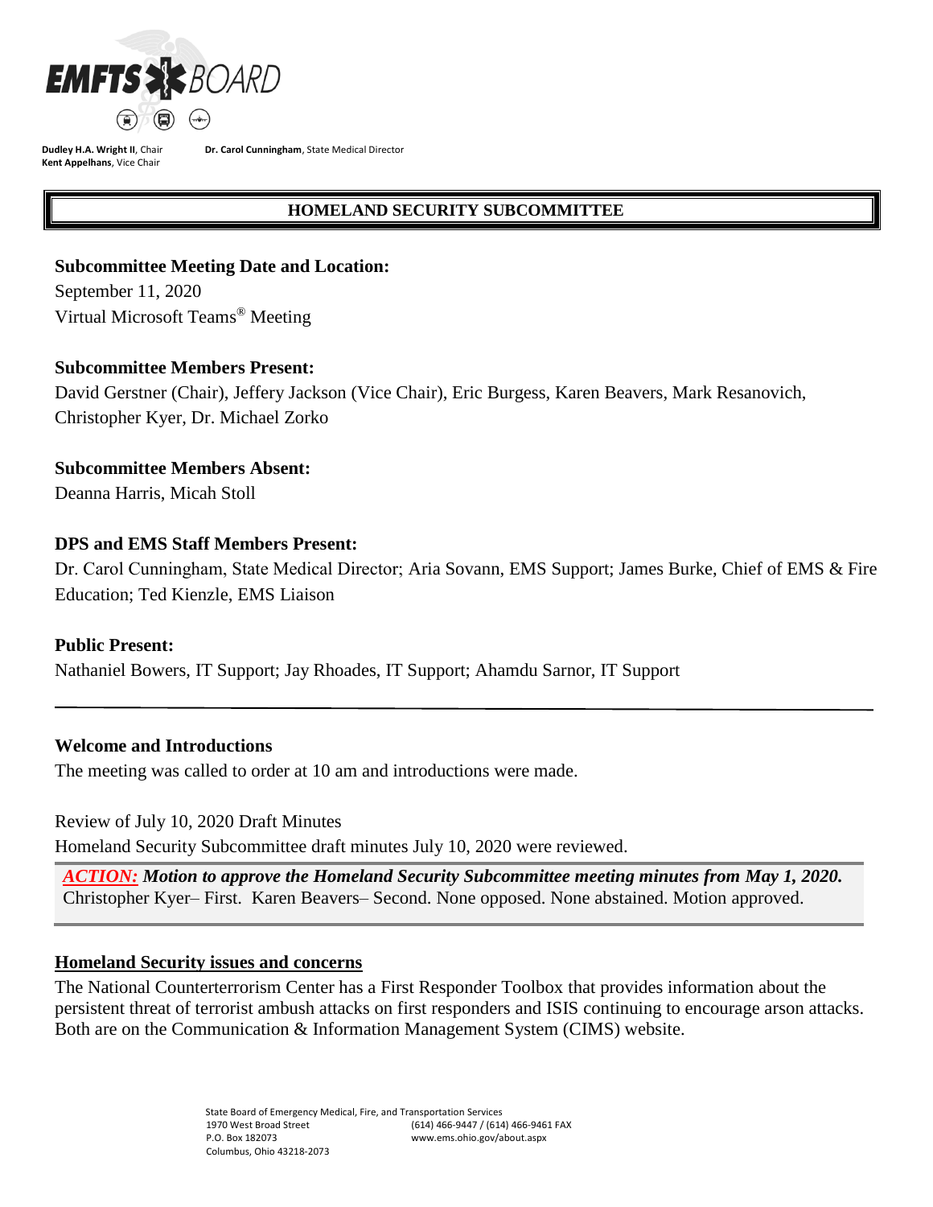EMFTS BOARD

**Dudley H.A. Wright II**, Chair
**Kent Appelhans**, Vice Chair

**Dr. Carol Cunningham**, State Medical Director

## HOMELAND SECURITY SUBCOMMITTEE

**Subcommittee Meeting Date and Location:**
September 11, 2020
Virtual Microsoft Teams® Meeting

**Subcommittee Members Present:**
David Gerstner (Chair), Jeffery Jackson (Vice Chair), Eric Burgess, Karen Beavers, Mark Resanovich, Christopher Kyer, Dr. Michael Zorko

**Subcommittee Members Absent:**
Deanna Harris, Micah Stoll

**DPS and EMS Staff Members Present:**
Dr. Carol Cunningham, State Medical Director; Aria Sovann, EMS Support; James Burke, Chief of EMS & Fire Education; Ted Kienzle, EMS Liaison

**Public Present:**
Nathaniel Bowers, IT Support; Jay Rhoades, IT Support; Ahamdu Sarnor, IT Support

---

**Welcome and Introductions**
The meeting was called to order at 10 am and introductions were made.

Review of July 10, 2020 Draft Minutes
Homeland Security Subcommittee draft minutes July 10, 2020 were reviewed.

> ***ACTION:*** ***Motion to approve the Homeland Security Subcommittee meeting minutes from May 1, 2020.***
> Christopher Kyer– First. Karen Beavers– Second. None opposed. None abstained. Motion approved.

**Homeland Security issues and concerns**
The National Counterterrorism Center has a First Responder Toolbox that provides information about the persistent threat of terrorist ambush attacks on first responders and ISIS continuing to encourage arson attacks. Both are on the Communication & Information Management System (CIMS) website.

State Board of Emergency Medical, Fire, and Transportation Services
1970 West Broad Street
P.O. Box 182073
Columbus, Ohio 43218-2073
(614) 466-9447 / (614) 466-9461 FAX
www.ems.ohio.gov/about.aspx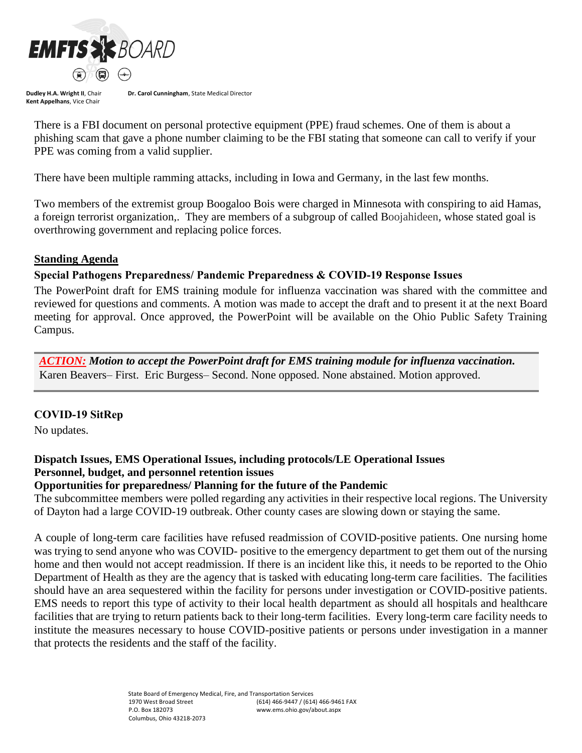There is a FBI document on personal protective equipment (PPE) fraud schemes. One of them is about a phishing scam that gave a phone number claiming to be the FBI stating that someone can call to verify if your PPE was coming from a valid supplier.

There have been multiple ramming attacks, including in Iowa and Germany, in the last few months.

Two members of the extremist group Boogaloo Bois were charged in Minnesota with conspiring to aid Hamas, a foreign terrorist organization,. They are members of a subgroup of called Boojahideen, whose stated goal is overthrowing government and replacing police forces.

## Standing Agenda

### Special Pathogens Preparedness/ Pandemic Preparedness & COVID-19 Response Issues

The PowerPoint draft for EMS training module for influenza vaccination was shared with the committee and reviewed for questions and comments. A motion was made to accept the draft and to present it at the next Board meeting for approval. Once approved, the PowerPoint will be available on the Ohio Public Safety Training Campus.

> ***ACTION:*** ***Motion to accept the PowerPoint draft for EMS training module for influenza vaccination.***
> Karen Beavers– First. Eric Burgess– Second. None opposed. None abstained. Motion approved.

### COVID-19 SitRep

No updates.

### Dispatch Issues, EMS Operational Issues, including protocols/LE Operational Issues
### Personnel, budget, and personnel retention issues
### Opportunities for preparedness/ Planning for the future of the Pandemic

The subcommittee members were polled regarding any activities in their respective local regions. The University of Dayton had a large COVID-19 outbreak. Other county cases are slowing down or staying the same.

A couple of long-term care facilities have refused readmission of COVID-positive patients. One nursing home was trying to send anyone who was COVID- positive to the emergency department to get them out of the nursing home and then would not accept readmission. If there is an incident like this, it needs to be reported to the Ohio Department of Health as they are the agency that is tasked with educating long-term care facilities. The facilities should have an area sequestered within the facility for persons under investigation or COVID-positive patients. EMS needs to report this type of activity to their local health department as should all hospitals and healthcare facilities that are trying to return patients back to their long-term facilities. Every long-term care facility needs to institute the measures necessary to house COVID-positive patients or persons under investigation in a manner that protects the residents and the staff of the facility.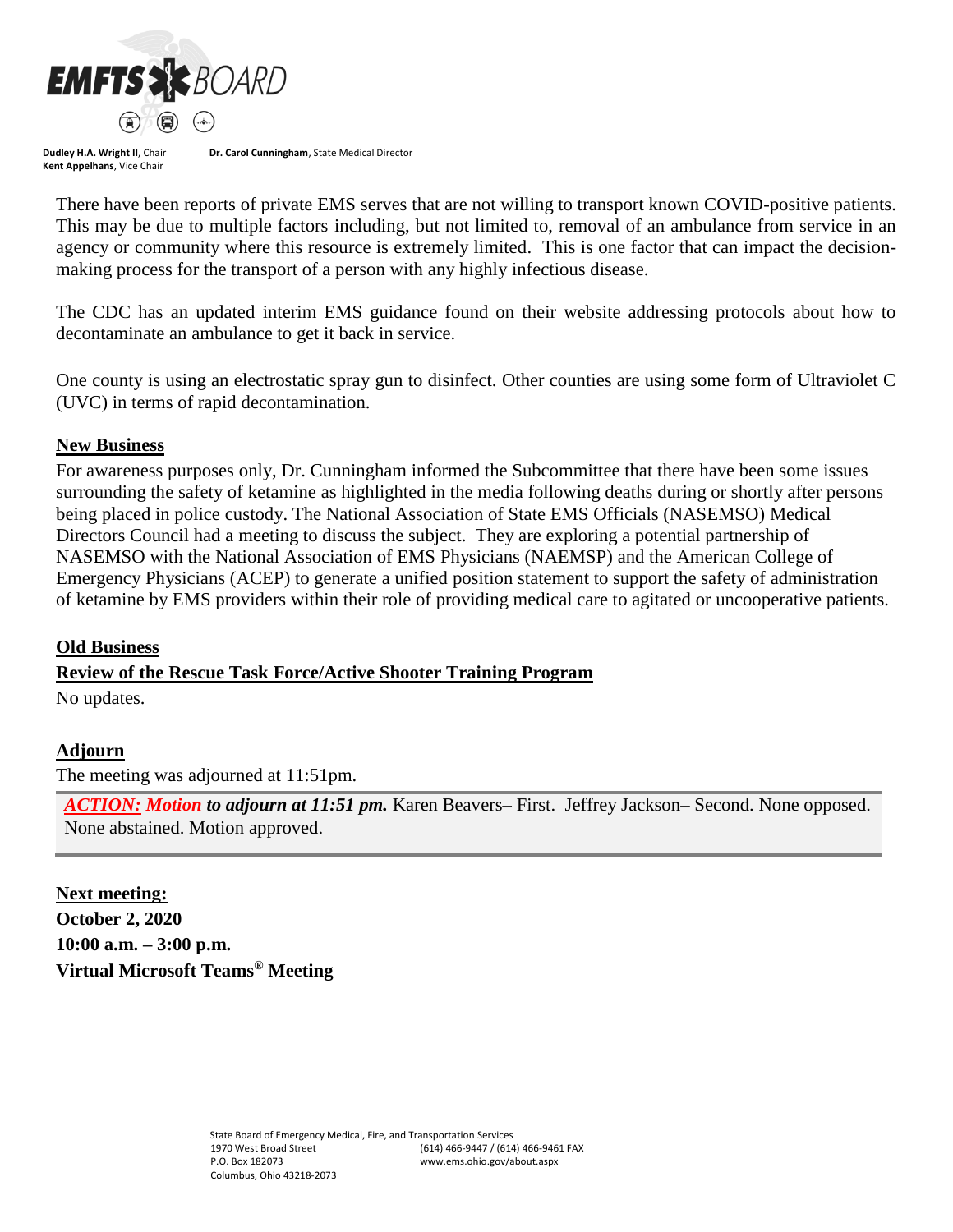There have been reports of private EMS serves that are not willing to transport known COVID-positive patients. This may be due to multiple factors including, but not limited to, removal of an ambulance from service in an agency or community where this resource is extremely limited. This is one factor that can impact the decision-making process for the transport of a person with any highly infectious disease.

The CDC has an updated interim EMS guidance found on their website addressing protocols about how to decontaminate an ambulance to get it back in service.

One county is using an electrostatic spray gun to disinfect. Other counties are using some form of Ultraviolet C (UVC) in terms of rapid decontamination.

## New Business

For awareness purposes only, Dr. Cunningham informed the Subcommittee that there have been some issues surrounding the safety of ketamine as highlighted in the media following deaths during or shortly after persons being placed in police custody. The National Association of State EMS Officials (NASEMSO) Medical Directors Council had a meeting to discuss the subject. They are exploring a potential partnership of NASEMSO with the National Association of EMS Physicians (NAEMSP) and the American College of Emergency Physicians (ACEP) to generate a unified position statement to support the safety of administration of ketamine by EMS providers within their role of providing medical care to agitated or uncooperative patients.

## Old Business

### Review of the Rescue Task Force/Active Shooter Training Program

No updates.

## Adjourn

The meeting was adjourned at 11:51pm.

***ACTION: Motion to adjourn at 11:51 pm.*** Karen Beavers– First. Jeffrey Jackson– Second. None opposed. None abstained. Motion approved.

**Next meeting:**
**October 2, 2020**
**10:00 a.m. – 3:00 p.m.**
**Virtual Microsoft Teams® Meeting**